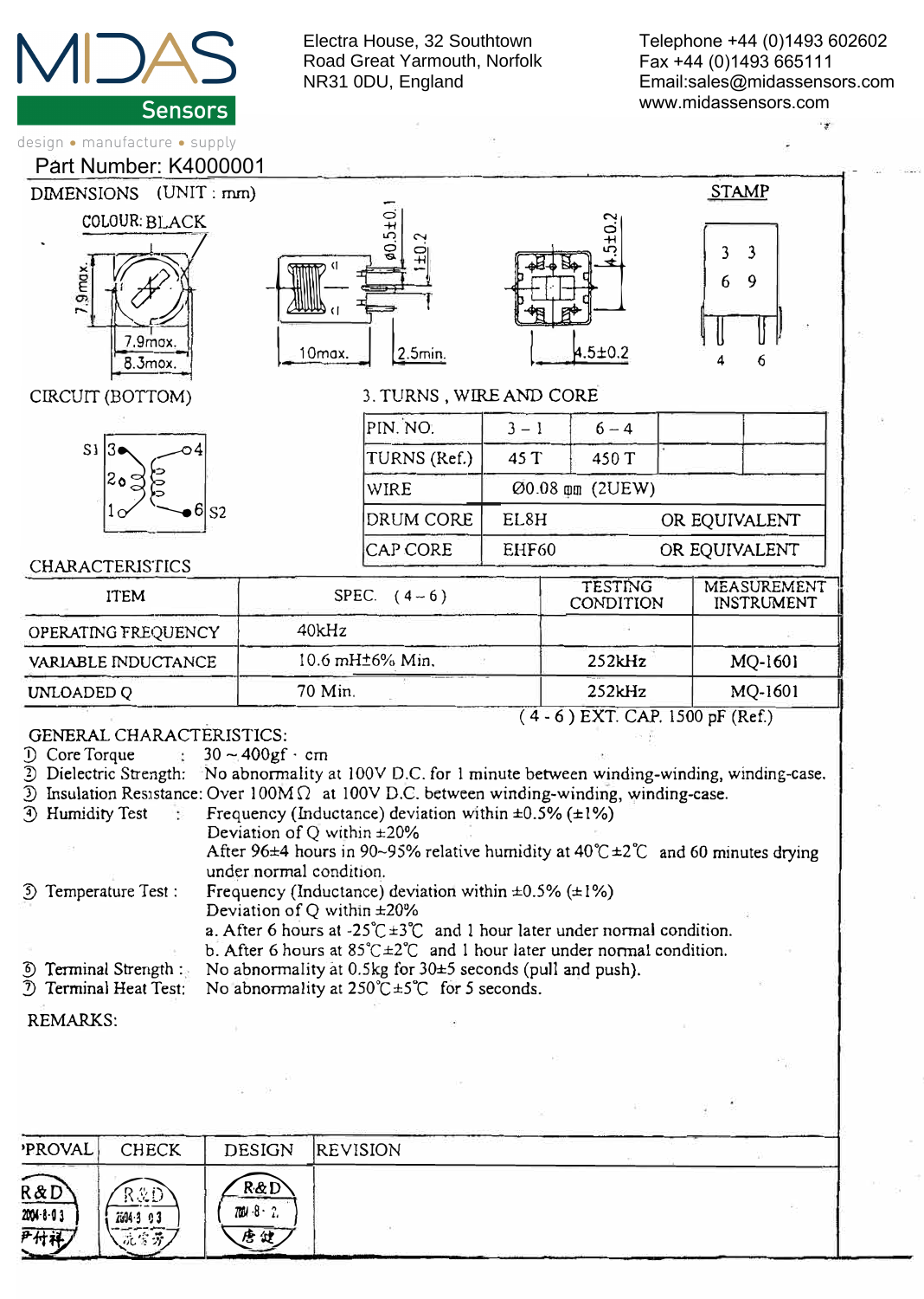MIDAS Sensors

design • manufacture • supply

Electra House, 32 Southtown Road Great Yarmouth, Norfolk NR31 0DU, England

Telephone +44 (0)1493 602602
Fax +44 (0)1493 665111
Email:sales@midassensors.com
www.midassensors.com

## Part Number: K4000001

DIMENSIONS (UNIT : mm)

COLOUR: BLACK

7.9max. 7.9max. 8.3max. 10max. Ø0.5±0.1 1±0.2 2.5min. 4.5±0.2 4.5±0.2

STAMP

3 3
6 9

4 6

CIRCUIT (BOTTOM)

S1 3 4, 2, 1 6 S2

3. TURNS , WIRE AND CORE

| PIN. NO. | 3 – 1 | 6 – 4 | | |
|---|---|---|---|---|
| TURNS (Ref.) | 45 T | 450 T | | |
| WIRE | Ø0.08 mm (2UEW) | | | |
| DRUM CORE | EL8H | | OR EQUIVALENT | |
| CAP CORE | EHF60 | | OR EQUIVALENT | |

CHARACTERISTICS

| ITEM | SPEC. (4 – 6) | TESTING CONDITION | MEASUREMENT INSTRUMENT |
|---|---|---|---|
| OPERATING FREQUENCY | 40kHz | | |
| VARIABLE INDUCTANCE | 10.6 mH±6% Min. | 252kHz | MQ-1601 |
| UNLOADED Q | 70 Min. | 252kHz | MQ-1601 |

(4 - 6) EXT. CAP. 1500 pF (Ref.)

GENERAL CHARACTERISTICS:

1. Core Torque : 30 ~ 400gf · cm
2. Dielectric Strength: No abnormality at 100V D.C. for 1 minute between winding-winding, winding-case.
3. Insulation Resistance: Over 100MΩ at 100V D.C. between winding-winding, winding-case.
4. Humidity Test : Frequency (Inductance) deviation within ±0.5% (±1%)
   Deviation of Q within ±20%
   After 96±4 hours in 90~95% relative humidity at 40℃±2℃ and 60 minutes drying under normal condition.
5. Temperature Test : Frequency (Inductance) deviation within ±0.5% (±1%)
   Deviation of Q within ±20%
   a. After 6 hours at -25℃±3℃ and 1 hour later under normal condition.
   b. After 6 hours at 85℃±2℃ and 1 hour later under normal condition.
6. Terminal Strength : No abnormality at 0.5kg for 30±5 seconds (pull and push).
7. Terminal Heat Test: No abnormality at 250℃±5℃ for 5 seconds.

REMARKS:

| APPROVAL | CHECK | DESIGN | REVISION |
|---|---|---|---|
| R&D 2004-8-03 尹付祥 | R&D 2004-3-03 | R&D 2004-8-2 唐健 | |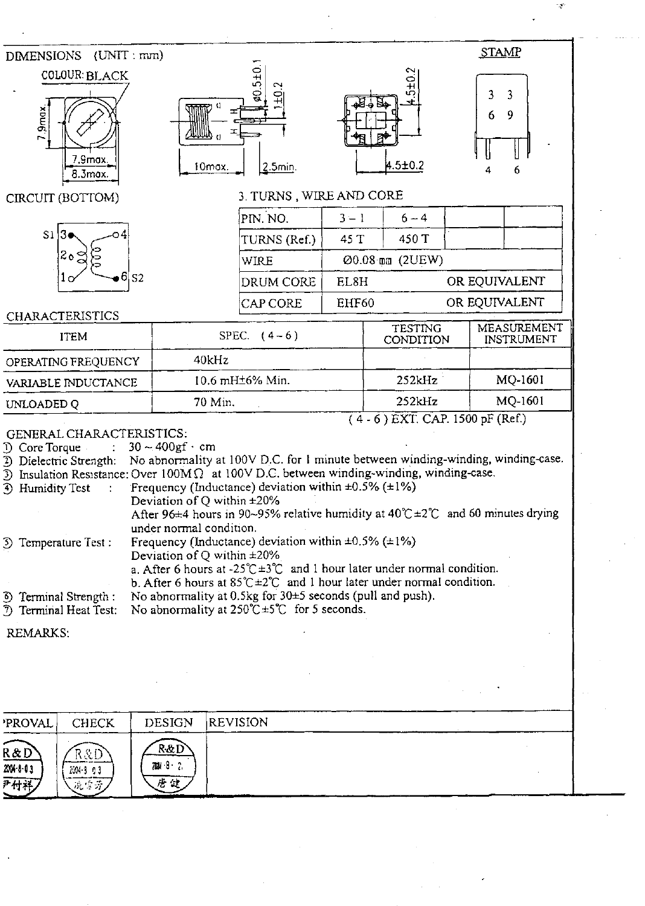DIMENSIONS (UNIT : mm)

COLOUR: BLACK

7.9max.

7.9max.

8.3max.

10max.

2.5min.

Ø0.5±0.1

1±0.2

4.5±0.2

4.5±0.2

STAMP

3 3

6 9

4 6

CIRCUIT (BOTTOM)

S1 3 4

2

1 6 S2

3. TURNS , WIRE AND CORE

| PIN. NO. | 3 – 1 | 6 – 4 | | |
|---|---|---|---|---|
| TURNS (Ref.) | 45 T | 450 T | | |
| WIRE | Ø0.08 mm (2UEW) | | | |
| DRUM CORE | EL8H | OR EQUIVALENT | | |
| CAP CORE | EHF60 | OR EQUIVALENT | | |

CHARACTERISTICS

| ITEM | SPEC. (4 – 6) | TESTING CONDITION | MEASUREMENT INSTRUMENT |
|---|---|---|---|
| OPERATING FREQUENCY | 40kHz | | |
| VARIABLE INDUCTANCE | 10.6 mH±6% Min. | 252kHz | MQ-1601 |
| UNLOADED Q | 70 Min. | 252kHz | MQ-1601 |

( 4 - 6 ) EXT. CAP. 1500 pF (Ref.)

GENERAL CHARACTERISTICS:

1. Core Torque : 30 ~ 400gf · cm
2. Dielectric Strength: No abnormality at 100V D.C. for 1 minute between winding-winding, winding-case.
3. Insulation Resistance: Over 100MΩ at 100V D.C. between winding-winding, winding-case.
4. Humidity Test : Frequency (Inductance) deviation within ±0.5% (±1%)
   Deviation of Q within ±20%
   After 96±4 hours in 90~95% relative humidity at 40℃±2℃ and 60 minutes drying under normal condition.
5. Temperature Test : Frequency (Inductance) deviation within ±0.5% (±1%)
   Deviation of Q within ±20%
   a. After 6 hours at -25℃±3℃ and 1 hour later under normal condition.
   b. After 6 hours at 85℃±2℃ and 1 hour later under normal condition.
6. Terminal Strength : No abnormality at 0.5kg for 30±5 seconds (pull and push).
7. Terminal Heat Test: No abnormality at 250℃±5℃ for 5 seconds.

REMARKS:

| APPROVAL | CHECK | DESIGN | REVISION |
|---|---|---|---|
| R&D 2004-8-03 尹付祥 | R&D 2004-8-03 沈富芳 | R&D 2004-8-2 唐健 | |